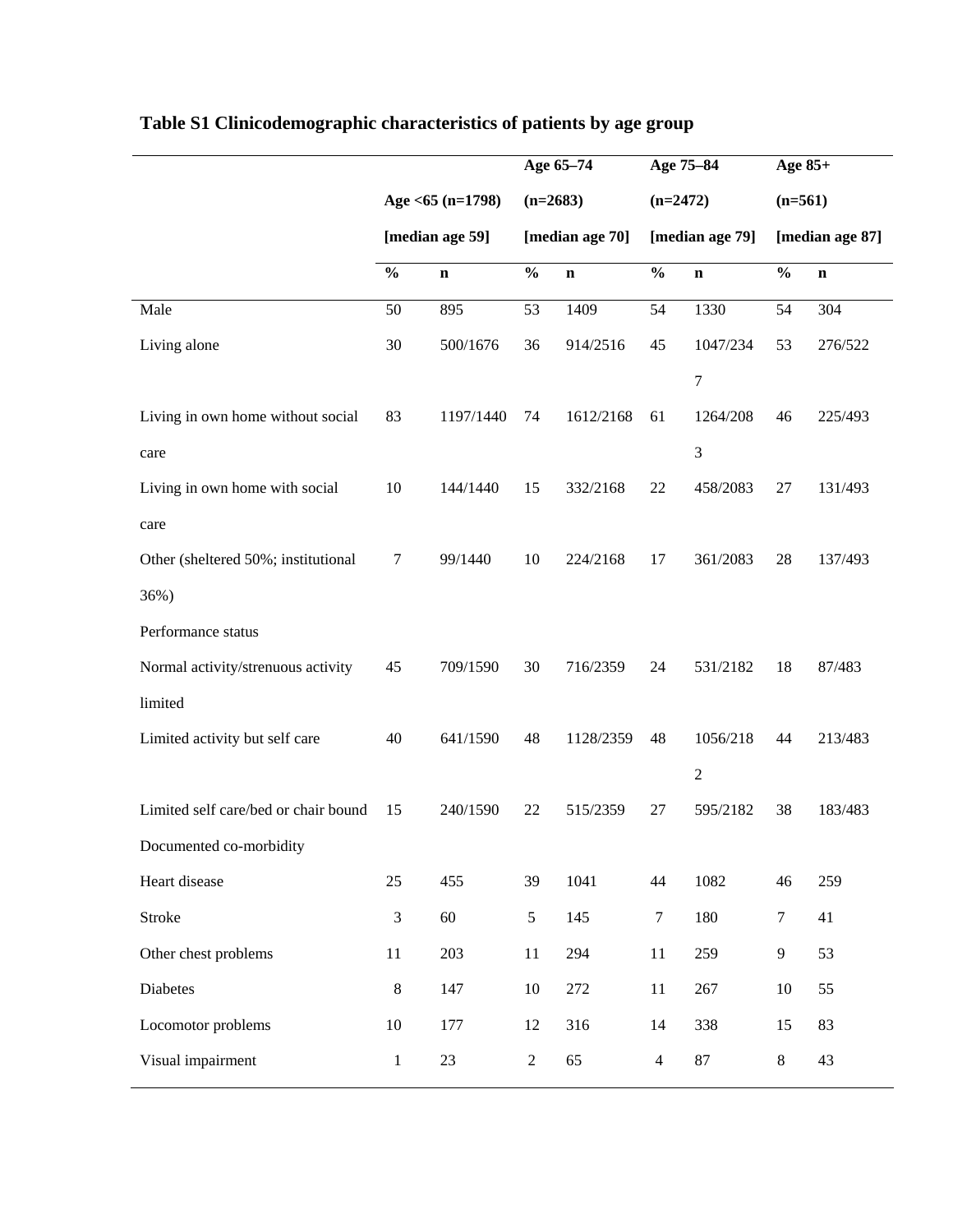**Table S1 Clinicodemographic characteristics of patients by age group**

| | Age <65 (n=1798) [median age 59] | | Age 65–74 (n=2683) [median age 70] | | Age 75–84 (n=2472) [median age 79] | | Age 85+ (n=561) [median age 87] | |
|---|---|---|---|---|---|---|---|---|
| | % | n | % | n | % | n | % | n |
| Male | 50 | 895 | 53 | 1409 | 54 | 1330 | 54 | 304 |
| Living alone | 30 | 500/1676 | 36 | 914/2516 | 45 | 1047/2347 | 53 | 276/522 |
| Living in own home without social care | 83 | 1197/1440 | 74 | 1612/2168 | 61 | 1264/2083 | 46 | 225/493 |
| Living in own home with social care | 10 | 144/1440 | 15 | 332/2168 | 22 | 458/2083 | 27 | 131/493 |
| Other (sheltered 50%; institutional 36%) | 7 | 99/1440 | 10 | 224/2168 | 17 | 361/2083 | 28 | 137/493 |
| Performance status | | | | | | | | |
| Normal activity/strenuous activity limited | 45 | 709/1590 | 30 | 716/2359 | 24 | 531/2182 | 18 | 87/483 |
| Limited activity but self care | 40 | 641/1590 | 48 | 1128/2359 | 48 | 1056/2182 | 44 | 213/483 |
| Limited self care/bed or chair bound | 15 | 240/1590 | 22 | 515/2359 | 27 | 595/2182 | 38 | 183/483 |
| Documented co-morbidity | | | | | | | | |
| Heart disease | 25 | 455 | 39 | 1041 | 44 | 1082 | 46 | 259 |
| Stroke | 3 | 60 | 5 | 145 | 7 | 180 | 7 | 41 |
| Other chest problems | 11 | 203 | 11 | 294 | 11 | 259 | 9 | 53 |
| Diabetes | 8 | 147 | 10 | 272 | 11 | 267 | 10 | 55 |
| Locomotor problems | 10 | 177 | 12 | 316 | 14 | 338 | 15 | 83 |
| Visual impairment | 1 | 23 | 2 | 65 | 4 | 87 | 8 | 43 |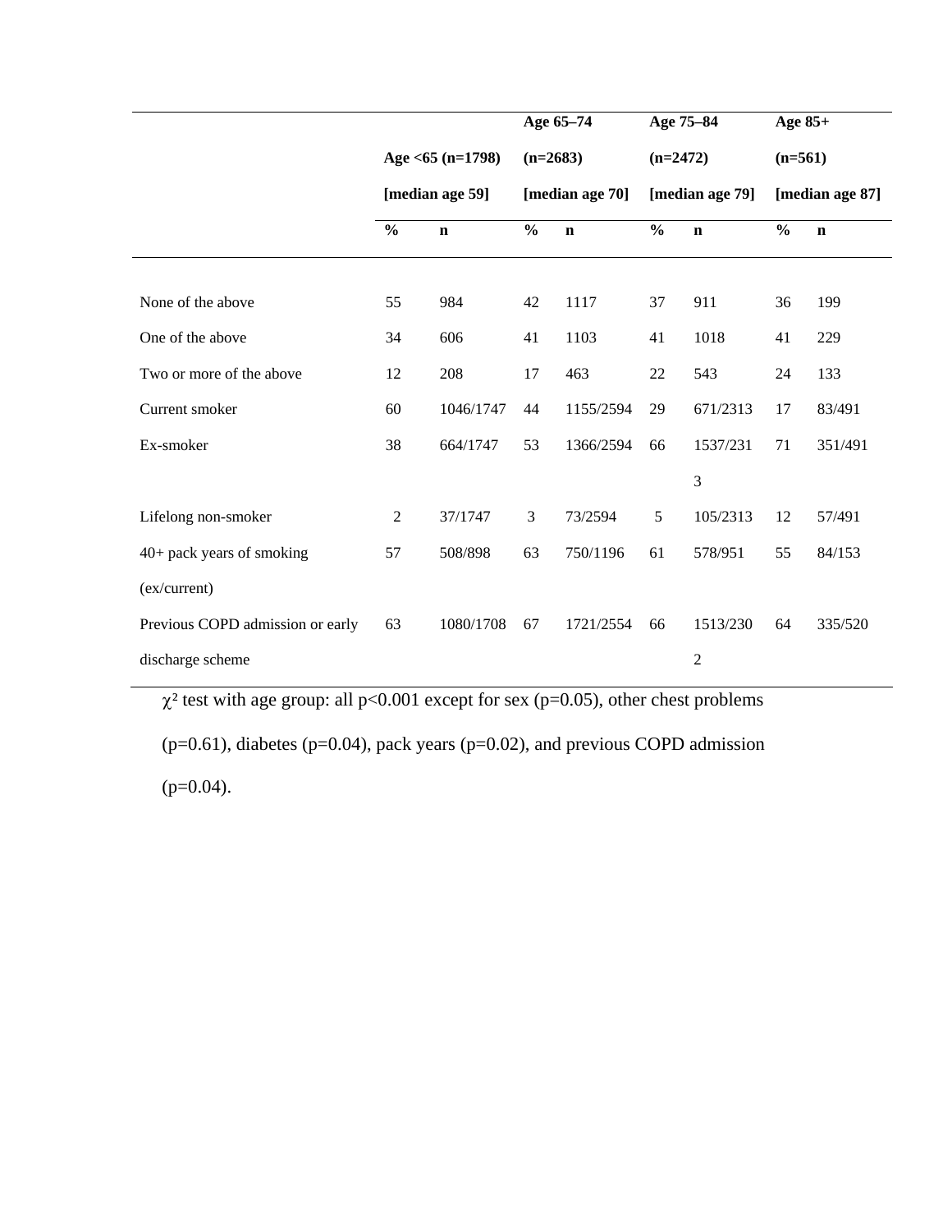| | Age <65 (n=1798) [median age 59] | | Age 65–74 (n=2683) [median age 70] | | Age 75–84 (n=2472) [median age 79] | | Age 85+ (n=561) [median age 87] | |
|---|---|---|---|---|---|---|---|---|
| | % | n | % | n | % | n | % | n |
| None of the above | 55 | 984 | 42 | 1117 | 37 | 911 | 36 | 199 |
| One of the above | 34 | 606 | 41 | 1103 | 41 | 1018 | 41 | 229 |
| Two or more of the above | 12 | 208 | 17 | 463 | 22 | 543 | 24 | 133 |
| Current smoker | 60 | 1046/1747 | 44 | 1155/2594 | 29 | 671/2313 | 17 | 83/491 |
| Ex-smoker | 38 | 664/1747 | 53 | 1366/2594 | 66 | 1537/2313 | 71 | 351/491 |
| Lifelong non-smoker | 2 | 37/1747 | 3 | 73/2594 | 5 | 105/2313 | 12 | 57/491 |
| 40+ pack years of smoking (ex/current) | 57 | 508/898 | 63 | 750/1196 | 61 | 578/951 | 55 | 84/153 |
| Previous COPD admission or early discharge scheme | 63 | 1080/1708 | 67 | 1721/2554 | 66 | 1513/2302 | 64 | 335/520 |

$\chi^2$ test with age group: all $p<0.001$ except for sex ($p=0.05$), other chest problems ($p=0.61$), diabetes ($p=0.04$), pack years ($p=0.02$), and previous COPD admission ($p=0.04$).